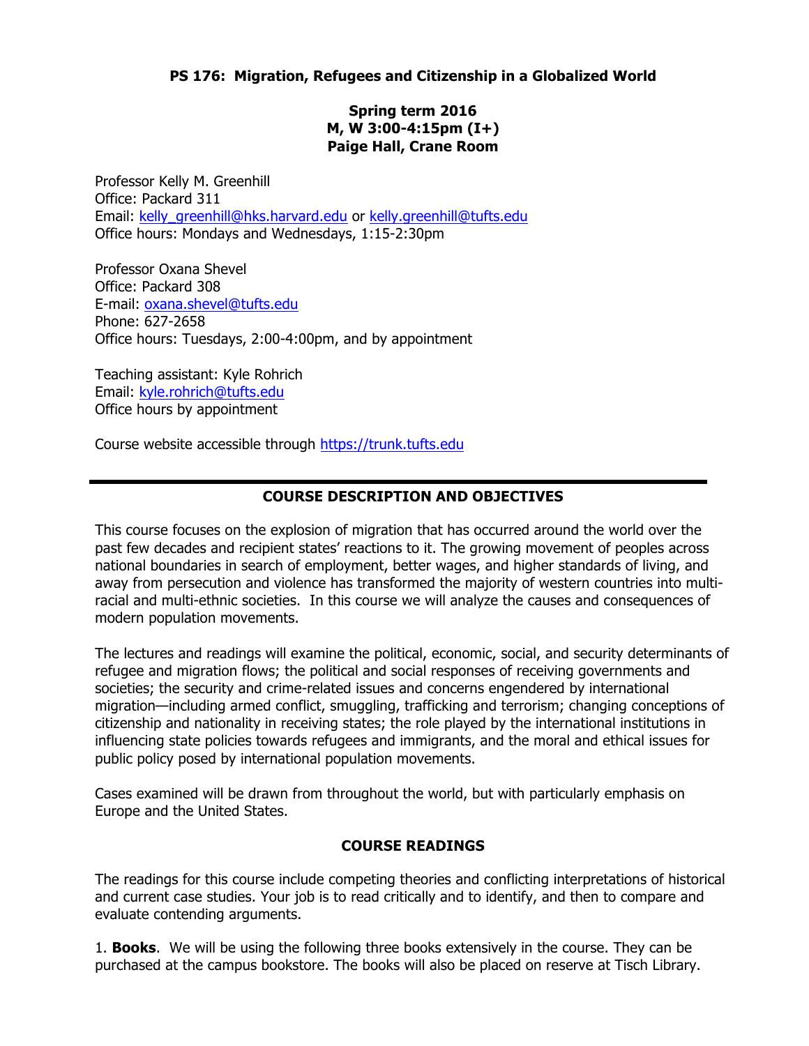**PS 176: Migration, Refugees and Citizenship in a Globalized World**

**Spring term 2016**
**M, W 3:00-4:15pm (I+)**
**Paige Hall, Crane Room**

Professor Kelly M. Greenhill
Office: Packard 311
Email: kelly_greenhill@hks.harvard.edu or kelly.greenhill@tufts.edu
Office hours: Mondays and Wednesdays, 1:15-2:30pm

Professor Oxana Shevel
Office: Packard 308
E-mail: oxana.shevel@tufts.edu
Phone: 627-2658
Office hours: Tuesdays, 2:00-4:00pm, and by appointment

Teaching assistant: Kyle Rohrich
Email: kyle.rohrich@tufts.edu
Office hours by appointment

Course website accessible through https://trunk.tufts.edu

---

## COURSE DESCRIPTION AND OBJECTIVES

This course focuses on the explosion of migration that has occurred around the world over the past few decades and recipient states' reactions to it. The growing movement of peoples across national boundaries in search of employment, better wages, and higher standards of living, and away from persecution and violence has transformed the majority of western countries into multi-racial and multi-ethnic societies. In this course we will analyze the causes and consequences of modern population movements.

The lectures and readings will examine the political, economic, social, and security determinants of refugee and migration flows; the political and social responses of receiving governments and societies; the security and crime-related issues and concerns engendered by international migration—including armed conflict, smuggling, trafficking and terrorism; changing conceptions of citizenship and nationality in receiving states; the role played by the international institutions in influencing state policies towards refugees and immigrants, and the moral and ethical issues for public policy posed by international population movements.

Cases examined will be drawn from throughout the world, but with particularly emphasis on Europe and the United States.

## COURSE READINGS

The readings for this course include competing theories and conflicting interpretations of historical and current case studies. Your job is to read critically and to identify, and then to compare and evaluate contending arguments.

1. **Books**. We will be using the following three books extensively in the course. They can be purchased at the campus bookstore. The books will also be placed on reserve at Tisch Library.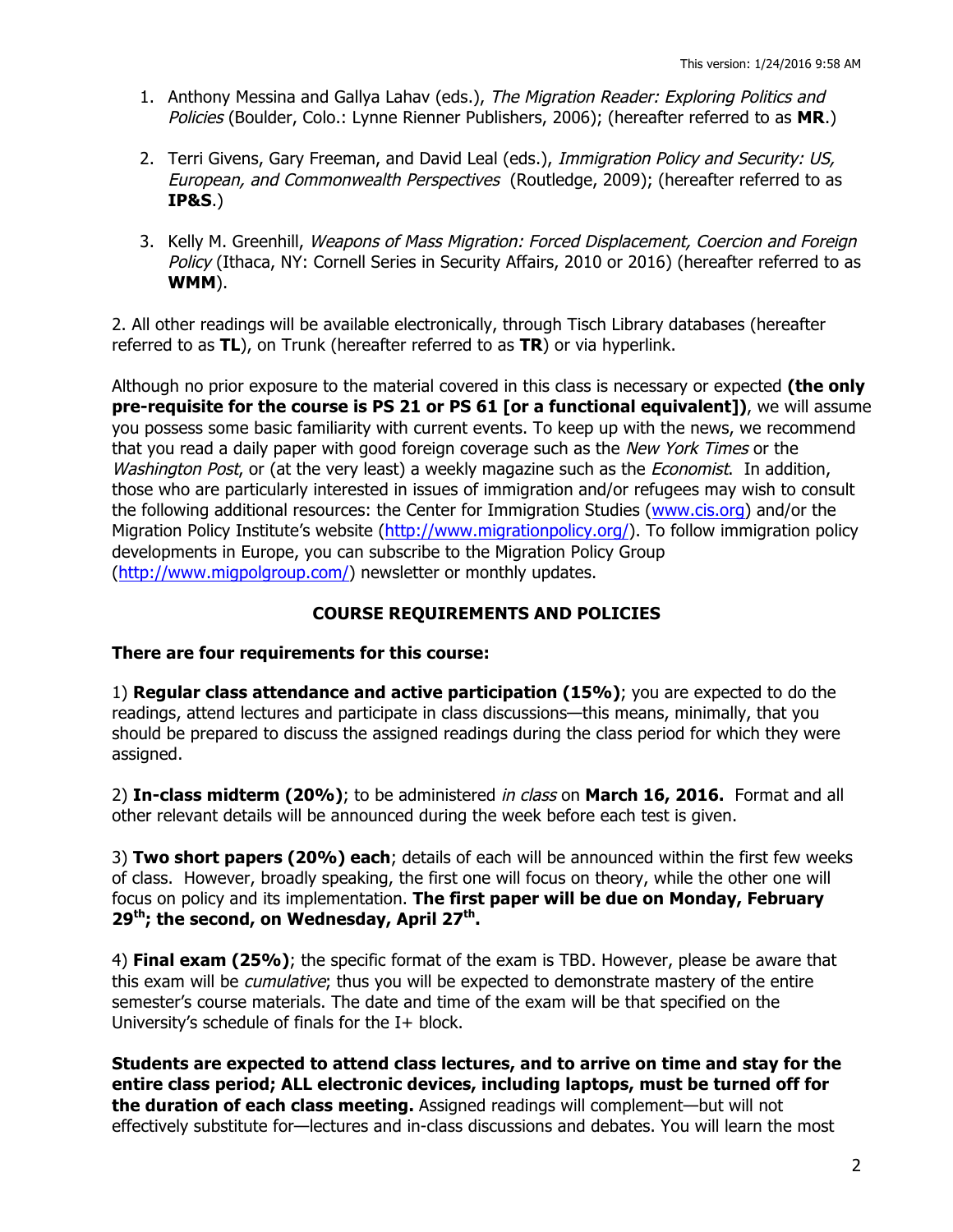1. Anthony Messina and Gallya Lahav (eds.), *The Migration Reader: Exploring Politics and Policies* (Boulder, Colo.: Lynne Rienner Publishers, 2006); (hereafter referred to as **MR**.)

2. Terri Givens, Gary Freeman, and David Leal (eds.), *Immigration Policy and Security: US, European, and Commonwealth Perspectives* (Routledge, 2009); (hereafter referred to as **IP&S**.)

3. Kelly M. Greenhill, *Weapons of Mass Migration: Forced Displacement, Coercion and Foreign Policy* (Ithaca, NY: Cornell Series in Security Affairs, 2010 or 2016) (hereafter referred to as **WMM**).

2. All other readings will be available electronically, through Tisch Library databases (hereafter referred to as **TL**), on Trunk (hereafter referred to as **TR**) or via hyperlink.

Although no prior exposure to the material covered in this class is necessary or expected **(the only pre-requisite for the course is PS 21 or PS 61 [or a functional equivalent])**, we will assume you possess some basic familiarity with current events. To keep up with the news, we recommend that you read a daily paper with good foreign coverage such as the *New York Times* or the *Washington Post*, or (at the very least) a weekly magazine such as the *Economist*. In addition, those who are particularly interested in issues of immigration and/or refugees may wish to consult the following additional resources: the Center for Immigration Studies (www.cis.org) and/or the Migration Policy Institute's website (http://www.migrationpolicy.org/). To follow immigration policy developments in Europe, you can subscribe to the Migration Policy Group (http://www.migpolgroup.com/) newsletter or monthly updates.

## COURSE REQUIREMENTS AND POLICIES

**There are four requirements for this course:**

1) **Regular class attendance and active participation (15%)**; you are expected to do the readings, attend lectures and participate in class discussions—this means, minimally, that you should be prepared to discuss the assigned readings during the class period for which they were assigned.

2) **In-class midterm (20%)**; to be administered *in class* on **March 16, 2016.** Format and all other relevant details will be announced during the week before each test is given.

3) **Two short papers (20%) each**; details of each will be announced within the first few weeks of class. However, broadly speaking, the first one will focus on theory, while the other one will focus on policy and its implementation. **The first paper will be due on Monday, February 29th; the second, on Wednesday, April 27th.**

4) **Final exam (25%)**; the specific format of the exam is TBD. However, please be aware that this exam will be *cumulative*; thus you will be expected to demonstrate mastery of the entire semester's course materials. The date and time of the exam will be that specified on the University's schedule of finals for the I+ block.

**Students are expected to attend class lectures, and to arrive on time and stay for the entire class period; ALL electronic devices, including laptops, must be turned off for the duration of each class meeting.** Assigned readings will complement—but will not effectively substitute for—lectures and in-class discussions and debates. You will learn the most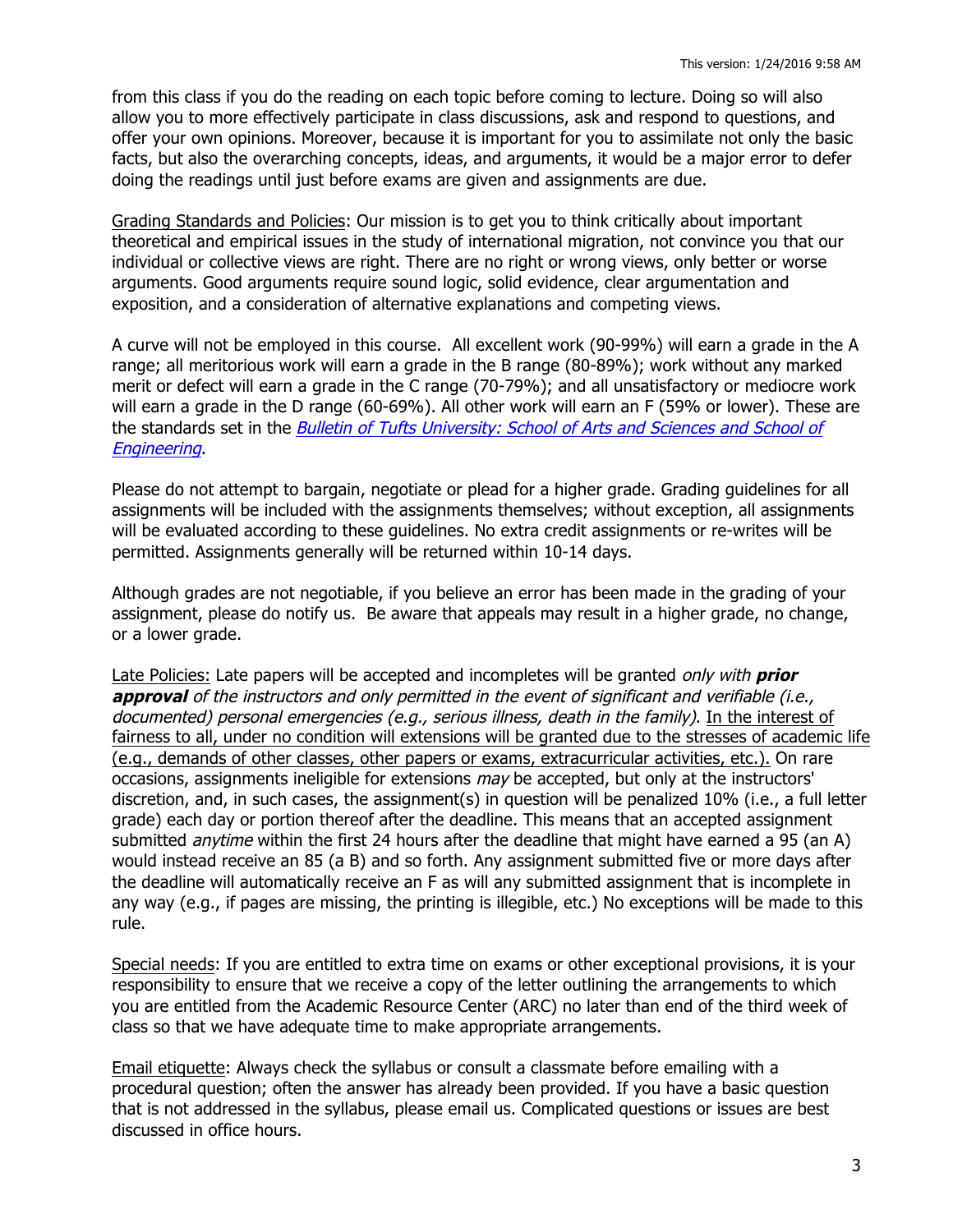from this class if you do the reading on each topic before coming to lecture. Doing so will also allow you to more effectively participate in class discussions, ask and respond to questions, and offer your own opinions. Moreover, because it is important for you to assimilate not only the basic facts, but also the overarching concepts, ideas, and arguments, it would be a major error to defer doing the readings until just before exams are given and assignments are due.

Grading Standards and Policies: Our mission is to get you to think critically about important theoretical and empirical issues in the study of international migration, not convince you that our individual or collective views are right. There are no right or wrong views, only better or worse arguments. Good arguments require sound logic, solid evidence, clear argumentation and exposition, and a consideration of alternative explanations and competing views.

A curve will not be employed in this course. All excellent work (90-99%) will earn a grade in the A range; all meritorious work will earn a grade in the B range (80-89%); work without any marked merit or defect will earn a grade in the C range (70-79%); and all unsatisfactory or mediocre work will earn a grade in the D range (60-69%). All other work will earn an F (59% or lower). These are the standards set in the *Bulletin of Tufts University: School of Arts and Sciences and School of Engineering*.

Please do not attempt to bargain, negotiate or plead for a higher grade. Grading guidelines for all assignments will be included with the assignments themselves; without exception, all assignments will be evaluated according to these guidelines. No extra credit assignments or re-writes will be permitted. Assignments generally will be returned within 10-14 days.

Although grades are not negotiable, if you believe an error has been made in the grading of your assignment, please do notify us. Be aware that appeals may result in a higher grade, no change, or a lower grade.

Late Policies: Late papers will be accepted and incompletes will be granted *only with* ***prior approval*** *of the instructors and only permitted in the event of significant and verifiable (i.e., documented) personal emergencies (e.g., serious illness, death in the family)*. In the interest of fairness to all, under no condition will extensions will be granted due to the stresses of academic life (e.g., demands of other classes, other papers or exams, extracurricular activities, etc.). On rare occasions, assignments ineligible for extensions *may* be accepted, but only at the instructors' discretion, and, in such cases, the assignment(s) in question will be penalized 10% (i.e., a full letter grade) each day or portion thereof after the deadline. This means that an accepted assignment submitted *anytime* within the first 24 hours after the deadline that might have earned a 95 (an A) would instead receive an 85 (a B) and so forth. Any assignment submitted five or more days after the deadline will automatically receive an F as will any submitted assignment that is incomplete in any way (e.g., if pages are missing, the printing is illegible, etc.) No exceptions will be made to this rule.

Special needs: If you are entitled to extra time on exams or other exceptional provisions, it is your responsibility to ensure that we receive a copy of the letter outlining the arrangements to which you are entitled from the Academic Resource Center (ARC) no later than end of the third week of class so that we have adequate time to make appropriate arrangements.

Email etiquette: Always check the syllabus or consult a classmate before emailing with a procedural question; often the answer has already been provided. If you have a basic question that is not addressed in the syllabus, please email us. Complicated questions or issues are best discussed in office hours.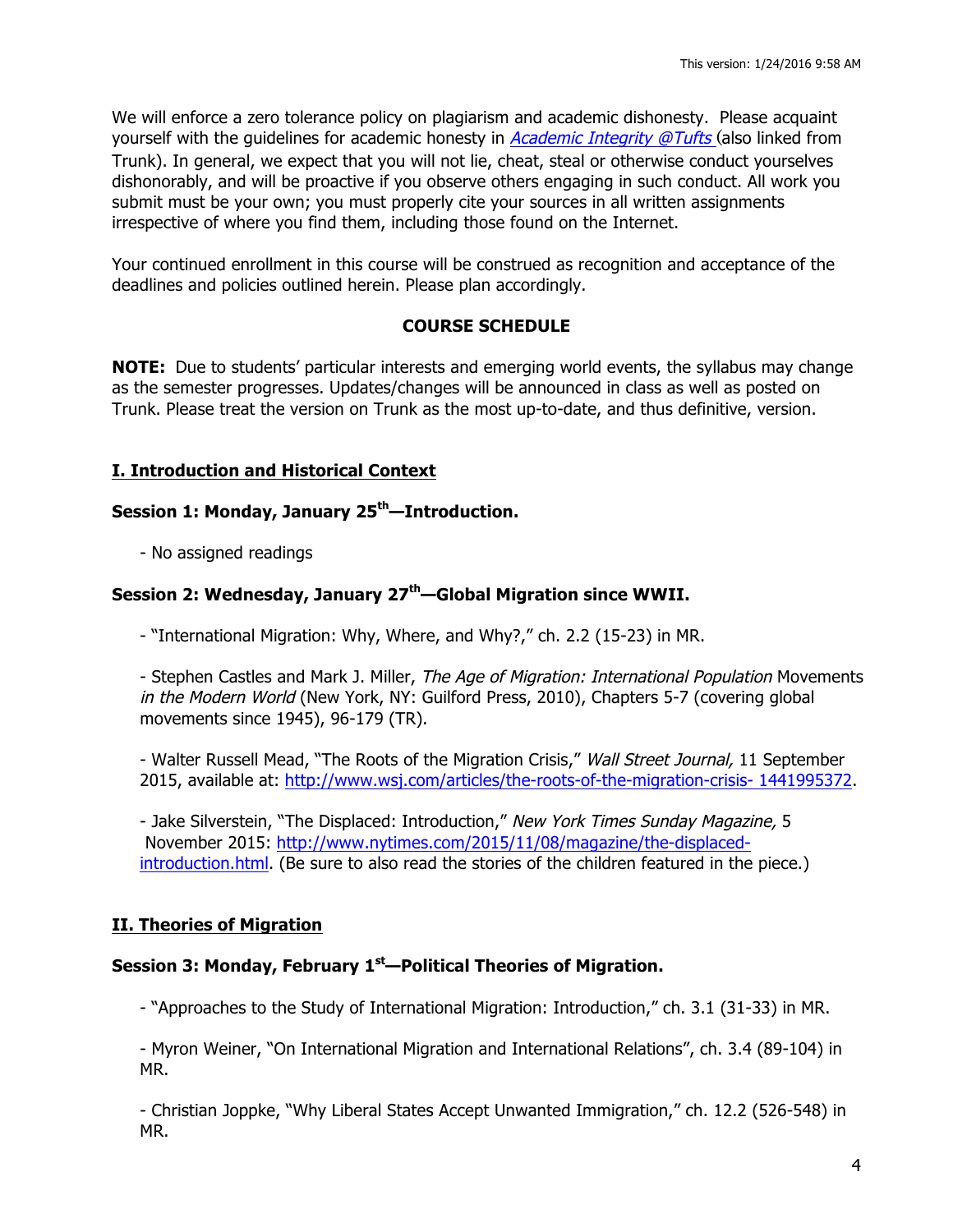We will enforce a zero tolerance policy on plagiarism and academic dishonesty. Please acquaint yourself with the guidelines for academic honesty in *Academic Integrity @Tufts* (also linked from Trunk). In general, we expect that you will not lie, cheat, steal or otherwise conduct yourselves dishonorably, and will be proactive if you observe others engaging in such conduct. All work you submit must be your own; you must properly cite your sources in all written assignments irrespective of where you find them, including those found on the Internet.

Your continued enrollment in this course will be construed as recognition and acceptance of the deadlines and policies outlined herein. Please plan accordingly.

## COURSE SCHEDULE

**NOTE:** Due to students' particular interests and emerging world events, the syllabus may change as the semester progresses. Updates/changes will be announced in class as well as posted on Trunk. Please treat the version on Trunk as the most up-to-date, and thus definitive, version.

## I. Introduction and Historical Context

### Session 1: Monday, January 25th—Introduction.

- No assigned readings

### Session 2: Wednesday, January 27th—Global Migration since WWII.

- "International Migration: Why, Where, and Why?," ch. 2.2 (15-23) in MR.

- Stephen Castles and Mark J. Miller, *The Age of Migration: International Population* Movements *in the Modern World* (New York, NY: Guilford Press, 2010), Chapters 5-7 (covering global movements since 1945), 96-179 (TR).

- Walter Russell Mead, "The Roots of the Migration Crisis," *Wall Street Journal,* 11 September 2015, available at: http://www.wsj.com/articles/the-roots-of-the-migration-crisis- 1441995372.

- Jake Silverstein, "The Displaced: Introduction," *New York Times Sunday Magazine,* 5 November 2015: http://www.nytimes.com/2015/11/08/magazine/the-displaced-introduction.html. (Be sure to also read the stories of the children featured in the piece.)

## II. Theories of Migration

### Session 3: Monday, February 1st—Political Theories of Migration.

- "Approaches to the Study of International Migration: Introduction," ch. 3.1 (31-33) in MR.

- Myron Weiner, "On International Migration and International Relations", ch. 3.4 (89-104) in MR.

- Christian Joppke, "Why Liberal States Accept Unwanted Immigration," ch. 12.2 (526-548) in MR.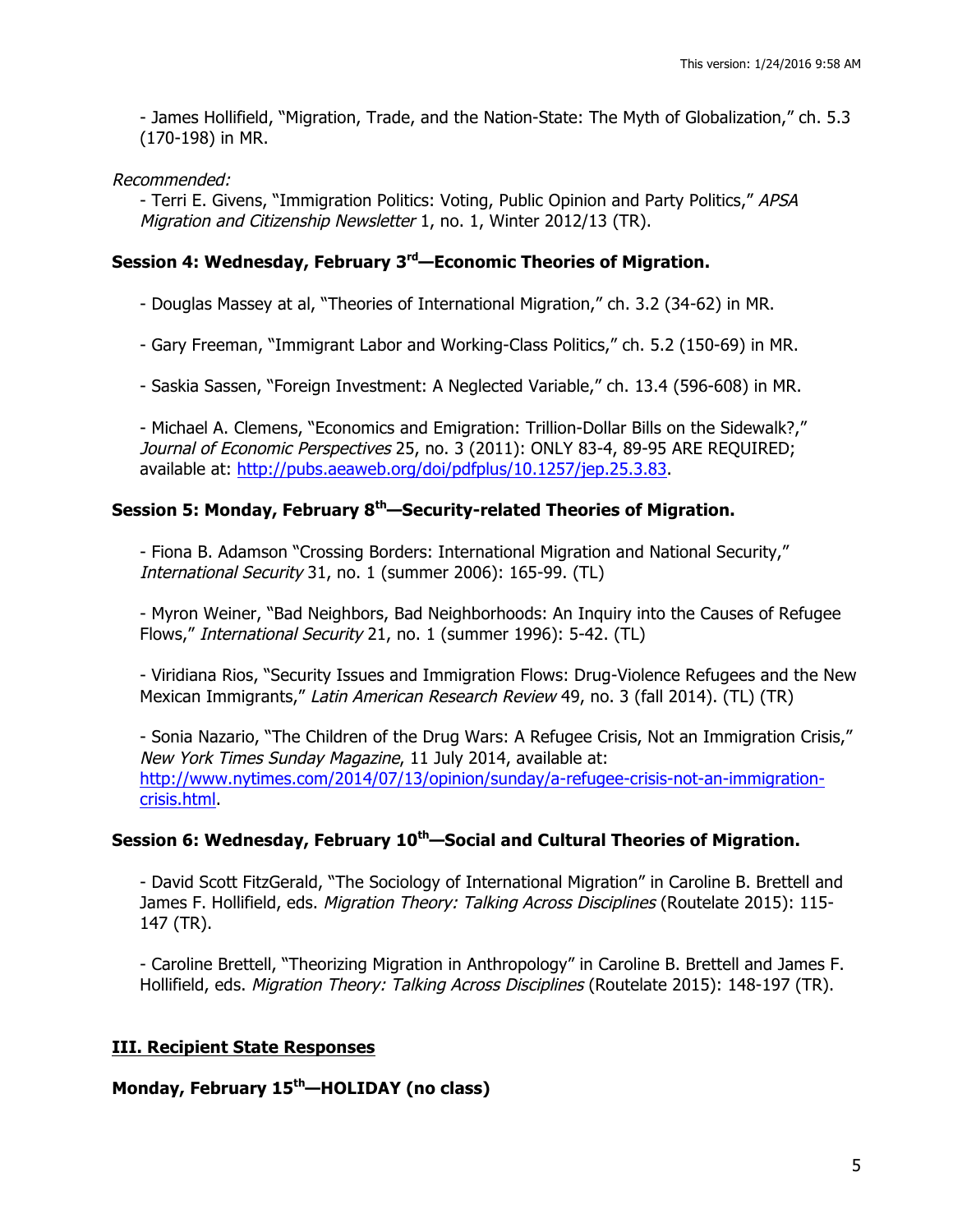- James Hollifield, "Migration, Trade, and the Nation-State: The Myth of Globalization," ch. 5.3 (170-198) in MR.

*Recommended:*

- Terri E. Givens, "Immigration Politics: Voting, Public Opinion and Party Politics," *APSA Migration and Citizenship Newsletter* 1, no. 1, Winter 2012/13 (TR).

### Session 4: Wednesday, February 3rd—Economic Theories of Migration.

- Douglas Massey at al, "Theories of International Migration," ch. 3.2 (34-62) in MR.

- Gary Freeman, "Immigrant Labor and Working-Class Politics," ch. 5.2 (150-69) in MR.

- Saskia Sassen, "Foreign Investment: A Neglected Variable," ch. 13.4 (596-608) in MR.

- Michael A. Clemens, "Economics and Emigration: Trillion-Dollar Bills on the Sidewalk?," *Journal of Economic Perspectives* 25, no. 3 (2011): ONLY 83-4, 89-95 ARE REQUIRED; available at: http://pubs.aeaweb.org/doi/pdfplus/10.1257/jep.25.3.83.

### Session 5: Monday, February 8th—Security-related Theories of Migration.

- Fiona B. Adamson "Crossing Borders: International Migration and National Security," *International Security* 31, no. 1 (summer 2006): 165-99. (TL)

- Myron Weiner, "Bad Neighbors, Bad Neighborhoods: An Inquiry into the Causes of Refugee Flows," *International Security* 21, no. 1 (summer 1996): 5-42. (TL)

- Viridiana Rios, "Security Issues and Immigration Flows: Drug-Violence Refugees and the New Mexican Immigrants," *Latin American Research Review* 49, no. 3 (fall 2014). (TL) (TR)

- Sonia Nazario, "The Children of the Drug Wars: A Refugee Crisis, Not an Immigration Crisis," *New York Times Sunday Magazine*, 11 July 2014, available at: http://www.nytimes.com/2014/07/13/opinion/sunday/a-refugee-crisis-not-an-immigration-crisis.html.

### Session 6: Wednesday, February 10th—Social and Cultural Theories of Migration.

- David Scott FitzGerald, "The Sociology of International Migration" in Caroline B. Brettell and James F. Hollifield, eds. *Migration Theory: Talking Across Disciplines* (Routelate 2015): 115-147 (TR).

- Caroline Brettell, "Theorizing Migration in Anthropology" in Caroline B. Brettell and James F. Hollifield, eds. *Migration Theory: Talking Across Disciplines* (Routelate 2015): 148-197 (TR).

## III. Recipient State Responses

### Monday, February 15th—HOLIDAY (no class)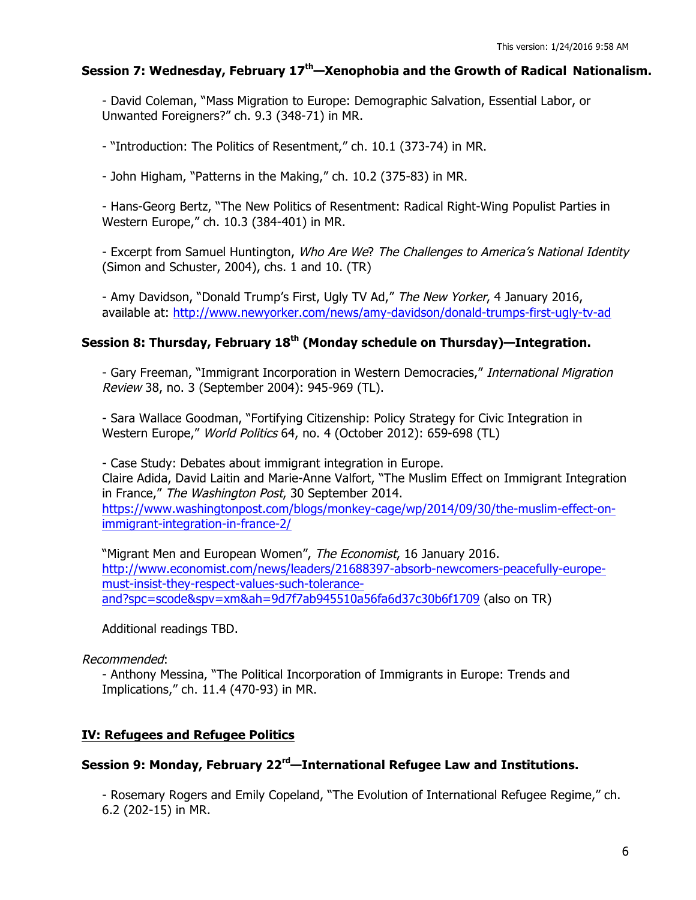### Session 7: Wednesday, February 17th—Xenophobia and the Growth of Radical Nationalism.

- David Coleman, "Mass Migration to Europe: Demographic Salvation, Essential Labor, or Unwanted Foreigners?" ch. 9.3 (348-71) in MR.

- "Introduction: The Politics of Resentment," ch. 10.1 (373-74) in MR.

- John Higham, "Patterns in the Making," ch. 10.2 (375-83) in MR.

- Hans-Georg Bertz, "The New Politics of Resentment: Radical Right-Wing Populist Parties in Western Europe," ch. 10.3 (384-401) in MR.

- Excerpt from Samuel Huntington, *Who Are We*? *The Challenges to America's National Identity* (Simon and Schuster, 2004), chs. 1 and 10. (TR)

- Amy Davidson, "Donald Trump's First, Ugly TV Ad," *The New Yorker*, 4 January 2016, available at: http://www.newyorker.com/news/amy-davidson/donald-trumps-first-ugly-tv-ad

### Session 8: Thursday, February 18th (Monday schedule on Thursday)—Integration.

- Gary Freeman, "Immigrant Incorporation in Western Democracies," *International Migration Review* 38, no. 3 (September 2004): 945-969 (TL).

- Sara Wallace Goodman, "Fortifying Citizenship: Policy Strategy for Civic Integration in Western Europe," *World Politics* 64, no. 4 (October 2012): 659-698 (TL)

- Case Study: Debates about immigrant integration in Europe.
Claire Adida, David Laitin and Marie-Anne Valfort, "The Muslim Effect on Immigrant Integration in France," *The Washington Post*, 30 September 2014.
https://www.washingtonpost.com/blogs/monkey-cage/wp/2014/09/30/the-muslim-effect-on-immigrant-integration-in-france-2/

"Migrant Men and European Women", *The Economist*, 16 January 2016.
http://www.economist.com/news/leaders/21688397-absorb-newcomers-peacefully-europe-must-insist-they-respect-values-such-tolerance-and?spc=scode&spv=xm&ah=9d7f7ab945510a56fa6d37c30b6f1709 (also on TR)

Additional readings TBD.

*Recommended*:

- Anthony Messina, "The Political Incorporation of Immigrants in Europe: Trends and Implications," ch. 11.4 (470-93) in MR.

## IV: Refugees and Refugee Politics

### Session 9: Monday, February 22rd—International Refugee Law and Institutions.

- Rosemary Rogers and Emily Copeland, "The Evolution of International Refugee Regime," ch. 6.2 (202-15) in MR.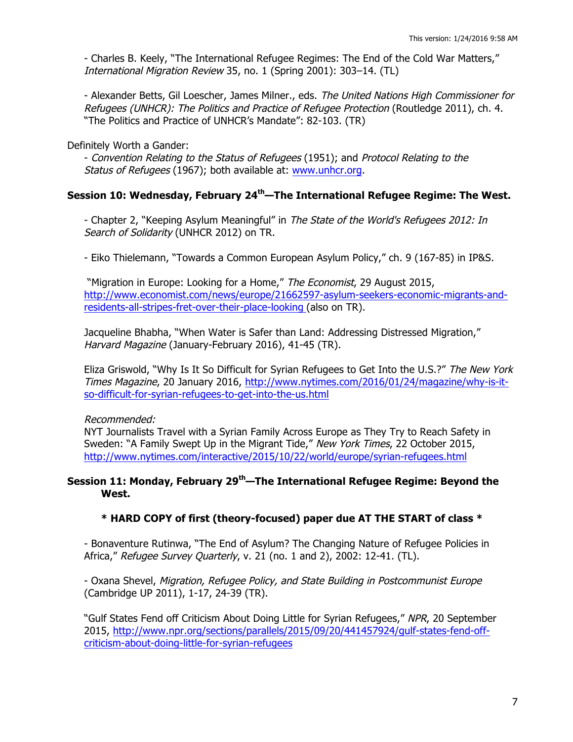- Charles B. Keely, "The International Refugee Regimes: The End of the Cold War Matters," *International Migration Review* 35, no. 1 (Spring 2001): 303–14. (TL)

- Alexander Betts, Gil Loescher, James Milner., eds. *The United Nations High Commissioner for Refugees (UNHCR): The Politics and Practice of Refugee Protection* (Routledge 2011), ch. 4. "The Politics and Practice of UNHCR's Mandate": 82-103. (TR)

Definitely Worth a Gander:

- *Convention Relating to the Status of Refugees* (1951); and *Protocol Relating to the Status of Refugees* (1967); both available at: www.unhcr.org.

### Session 10: Wednesday, February 24th—The International Refugee Regime: The West.

- Chapter 2, "Keeping Asylum Meaningful" in *The State of the World's Refugees 2012: In Search of Solidarity* (UNHCR 2012) on TR.

- Eiko Thielemann, "Towards a Common European Asylum Policy," ch. 9 (167-85) in IP&S.

"Migration in Europe: Looking for a Home," *The Economist*, 29 August 2015, http://www.economist.com/news/europe/21662597-asylum-seekers-economic-migrants-and-residents-all-stripes-fret-over-their-place-looking (also on TR).

Jacqueline Bhabha, "When Water is Safer than Land: Addressing Distressed Migration," *Harvard Magazine* (January-February 2016), 41-45 (TR).

Eliza Griswold, "Why Is It So Difficult for Syrian Refugees to Get Into the U.S.?" *The New York Times Magazine*, 20 January 2016, http://www.nytimes.com/2016/01/24/magazine/why-is-it-so-difficult-for-syrian-refugees-to-get-into-the-us.html

*Recommended:*
NYT Journalists Travel with a Syrian Family Across Europe as They Try to Reach Safety in Sweden: "A Family Swept Up in the Migrant Tide," *New York Times*, 22 October 2015, http://www.nytimes.com/interactive/2015/10/22/world/europe/syrian-refugees.html

### Session 11: Monday, February 29th—The International Refugee Regime: Beyond the West.

**\* HARD COPY of first (theory-focused) paper due AT THE START of class \***

- Bonaventure Rutinwa, "The End of Asylum? The Changing Nature of Refugee Policies in Africa," *Refugee Survey Quarterly*, v. 21 (no. 1 and 2), 2002: 12-41. (TL).

- Oxana Shevel, *Migration, Refugee Policy, and State Building in Postcommunist Europe* (Cambridge UP 2011), 1-17, 24-39 (TR).

"Gulf States Fend off Criticism About Doing Little for Syrian Refugees," *NPR*, 20 September 2015, http://www.npr.org/sections/parallels/2015/09/20/441457924/gulf-states-fend-off-criticism-about-doing-little-for-syrian-refugees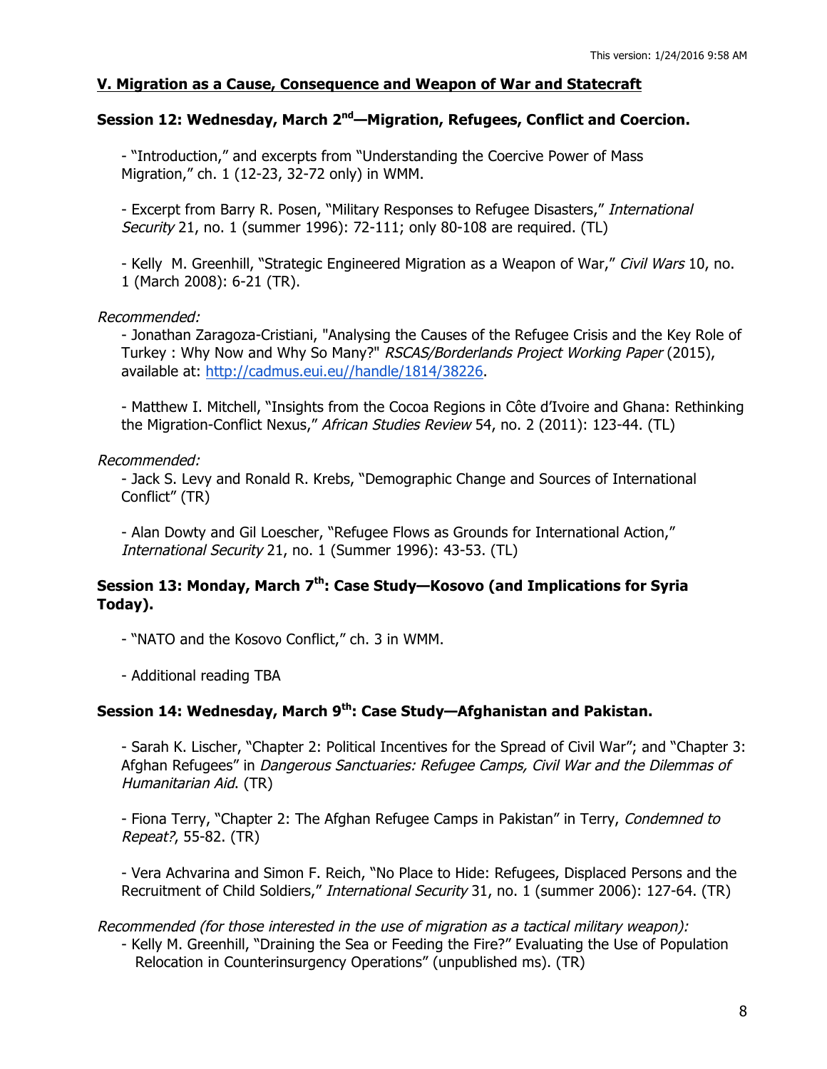## V. Migration as a Cause, Consequence and Weapon of War and Statecraft

### Session 12: Wednesday, March 2nd—Migration, Refugees, Conflict and Coercion.

- "Introduction," and excerpts from "Understanding the Coercive Power of Mass Migration," ch. 1 (12-23, 32-72 only) in WMM.

- Excerpt from Barry R. Posen, "Military Responses to Refugee Disasters," *International Security* 21, no. 1 (summer 1996): 72-111; only 80-108 are required. (TL)

- Kelly M. Greenhill, "Strategic Engineered Migration as a Weapon of War," *Civil Wars* 10, no. 1 (March 2008): 6-21 (TR).

*Recommended:*

- Jonathan Zaragoza-Cristiani, "Analysing the Causes of the Refugee Crisis and the Key Role of Turkey : Why Now and Why So Many?" *RSCAS/Borderlands Project Working Paper* (2015), available at: http://cadmus.eui.eu//handle/1814/38226.

- Matthew I. Mitchell, "Insights from the Cocoa Regions in Côte d'Ivoire and Ghana: Rethinking the Migration-Conflict Nexus," *African Studies Review* 54, no. 2 (2011): 123-44. (TL)

*Recommended:*

- Jack S. Levy and Ronald R. Krebs, "Demographic Change and Sources of International Conflict" (TR)

- Alan Dowty and Gil Loescher, "Refugee Flows as Grounds for International Action," *International Security* 21, no. 1 (Summer 1996): 43-53. (TL)

### Session 13: Monday, March 7th: Case Study—Kosovo (and Implications for Syria Today).

- "NATO and the Kosovo Conflict," ch. 3 in WMM.

- Additional reading TBA

### Session 14: Wednesday, March 9th: Case Study—Afghanistan and Pakistan.

- Sarah K. Lischer, "Chapter 2: Political Incentives for the Spread of Civil War"; and "Chapter 3: Afghan Refugees" in *Dangerous Sanctuaries: Refugee Camps, Civil War and the Dilemmas of Humanitarian Aid*. (TR)

- Fiona Terry, "Chapter 2: The Afghan Refugee Camps in Pakistan" in Terry, *Condemned to Repeat?*, 55-82. (TR)

- Vera Achvarina and Simon F. Reich, "No Place to Hide: Refugees, Displaced Persons and the Recruitment of Child Soldiers," *International Security* 31, no. 1 (summer 2006): 127-64. (TR)

*Recommended (for those interested in the use of migration as a tactical military weapon):*

- Kelly M. Greenhill, "Draining the Sea or Feeding the Fire?" Evaluating the Use of Population Relocation in Counterinsurgency Operations" (unpublished ms). (TR)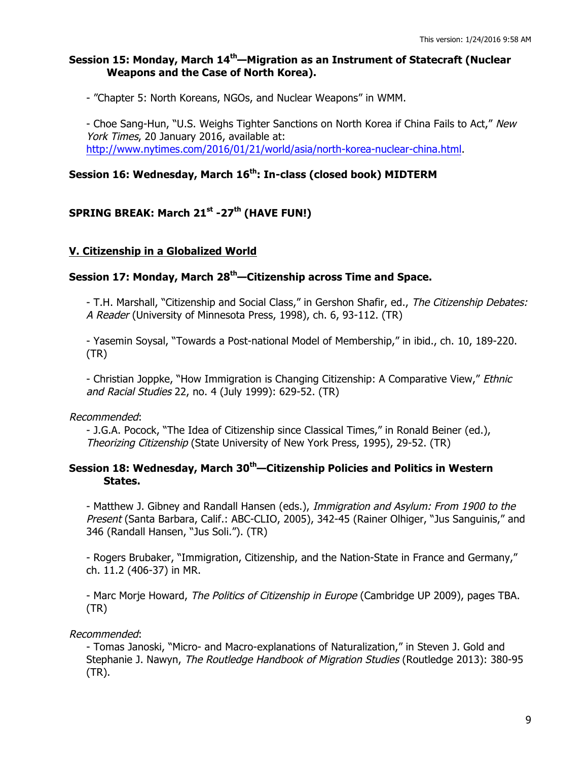### Session 15: Monday, March 14th—Migration as an Instrument of Statecraft (Nuclear Weapons and the Case of North Korea).

- "Chapter 5: North Koreans, NGOs, and Nuclear Weapons" in WMM.

- Choe Sang-Hun, "U.S. Weighs Tighter Sanctions on North Korea if China Fails to Act," *New York Times*, 20 January 2016, available at: http://www.nytimes.com/2016/01/21/world/asia/north-korea-nuclear-china.html.

### Session 16: Wednesday, March 16th: In-class (closed book) MIDTERM

### SPRING BREAK: March 21st -27th (HAVE FUN!)

## V. Citizenship in a Globalized World

### Session 17: Monday, March 28th—Citizenship across Time and Space.

- T.H. Marshall, "Citizenship and Social Class," in Gershon Shafir, ed., *The Citizenship Debates: A Reader* (University of Minnesota Press, 1998), ch. 6, 93-112. (TR)

- Yasemin Soysal, "Towards a Post-national Model of Membership," in ibid., ch. 10, 189-220. (TR)

- Christian Joppke, "How Immigration is Changing Citizenship: A Comparative View," *Ethnic and Racial Studies* 22, no. 4 (July 1999): 629-52. (TR)

*Recommended*:

- J.G.A. Pocock, "The Idea of Citizenship since Classical Times," in Ronald Beiner (ed.), *Theorizing Citizenship* (State University of New York Press, 1995), 29-52. (TR)

### Session 18: Wednesday, March 30th—Citizenship Policies and Politics in Western States.

- Matthew J. Gibney and Randall Hansen (eds.), *Immigration and Asylum: From 1900 to the Present* (Santa Barbara, Calif.: ABC-CLIO, 2005), 342-45 (Rainer Olhiger, "Jus Sanguinis," and 346 (Randall Hansen, "Jus Soli."). (TR)

- Rogers Brubaker, "Immigration, Citizenship, and the Nation-State in France and Germany," ch. 11.2 (406-37) in MR.

- Marc Morje Howard, *The Politics of Citizenship in Europe* (Cambridge UP 2009), pages TBA. (TR)

*Recommended*:

- Tomas Janoski, "Micro- and Macro-explanations of Naturalization," in Steven J. Gold and Stephanie J. Nawyn, *The Routledge Handbook of Migration Studies* (Routledge 2013): 380-95 (TR).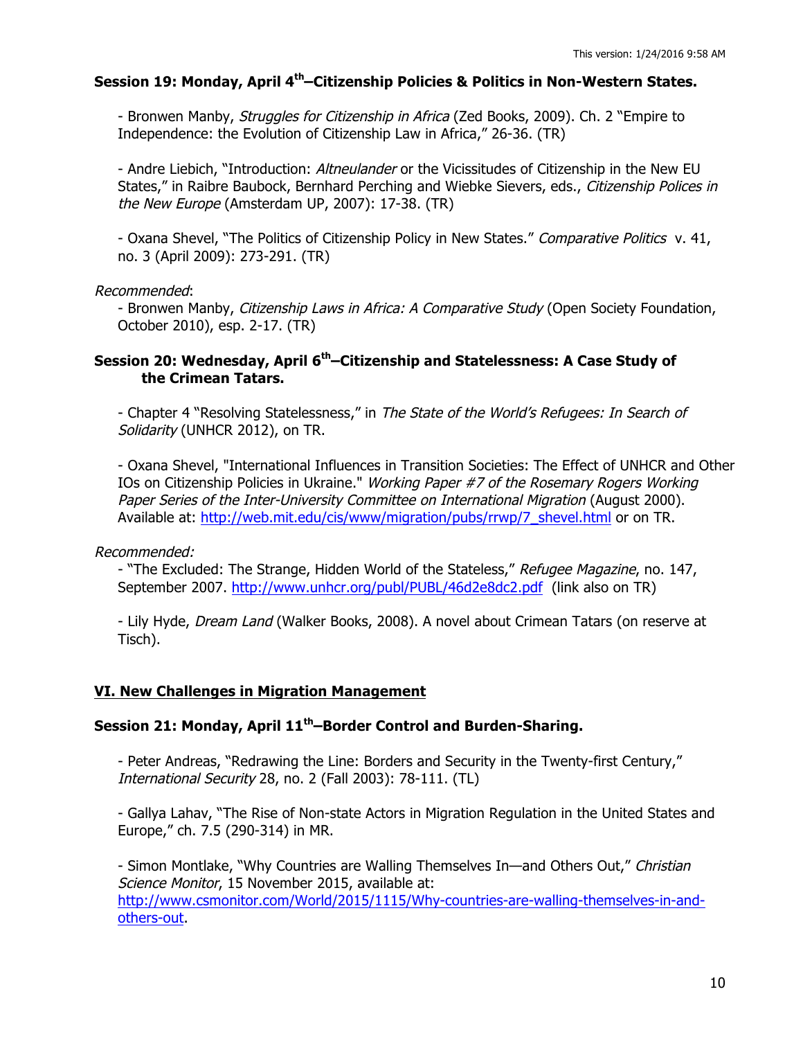### Session 19: Monday, April 4th–Citizenship Policies & Politics in Non-Western States.

- Bronwen Manby, *Struggles for Citizenship in Africa* (Zed Books, 2009). Ch. 2 "Empire to Independence: the Evolution of Citizenship Law in Africa," 26-36. (TR)

- Andre Liebich, "Introduction: *Altneulander* or the Vicissitudes of Citizenship in the New EU States," in Raibre Baubock, Bernhard Perching and Wiebke Sievers, eds., *Citizenship Polices in the New Europe* (Amsterdam UP, 2007): 17-38. (TR)

- Oxana Shevel, "The Politics of Citizenship Policy in New States." *Comparative Politics* v. 41, no. 3 (April 2009): 273-291. (TR)

*Recommended*:

- Bronwen Manby, *Citizenship Laws in Africa: A Comparative Study* (Open Society Foundation, October 2010), esp. 2-17. (TR)

### Session 20: Wednesday, April 6th–Citizenship and Statelessness: A Case Study of the Crimean Tatars.

- Chapter 4 "Resolving Statelessness," in *The State of the World's Refugees: In Search of Solidarity* (UNHCR 2012), on TR.

- Oxana Shevel, "International Influences in Transition Societies: The Effect of UNHCR and Other IOs on Citizenship Policies in Ukraine." *Working Paper #7 of the Rosemary Rogers Working Paper Series of the Inter-University Committee on International Migration* (August 2000). Available at: http://web.mit.edu/cis/www/migration/pubs/rrwp/7_shevel.html or on TR.

*Recommended:*

- "The Excluded: The Strange, Hidden World of the Stateless," *Refugee Magazine*, no. 147, September 2007. http://www.unhcr.org/publ/PUBL/46d2e8dc2.pdf (link also on TR)

- Lily Hyde, *Dream Land* (Walker Books, 2008). A novel about Crimean Tatars (on reserve at Tisch).

## VI. New Challenges in Migration Management

### Session 21: Monday, April 11th–Border Control and Burden-Sharing.

- Peter Andreas, "Redrawing the Line: Borders and Security in the Twenty-first Century," *International Security* 28, no. 2 (Fall 2003): 78-111. (TL)

- Gallya Lahav, "The Rise of Non-state Actors in Migration Regulation in the United States and Europe," ch. 7.5 (290-314) in MR.

- Simon Montlake, "Why Countries are Walling Themselves In—and Others Out," *Christian Science Monitor*, 15 November 2015, available at: http://www.csmonitor.com/World/2015/1115/Why-countries-are-walling-themselves-in-and-others-out.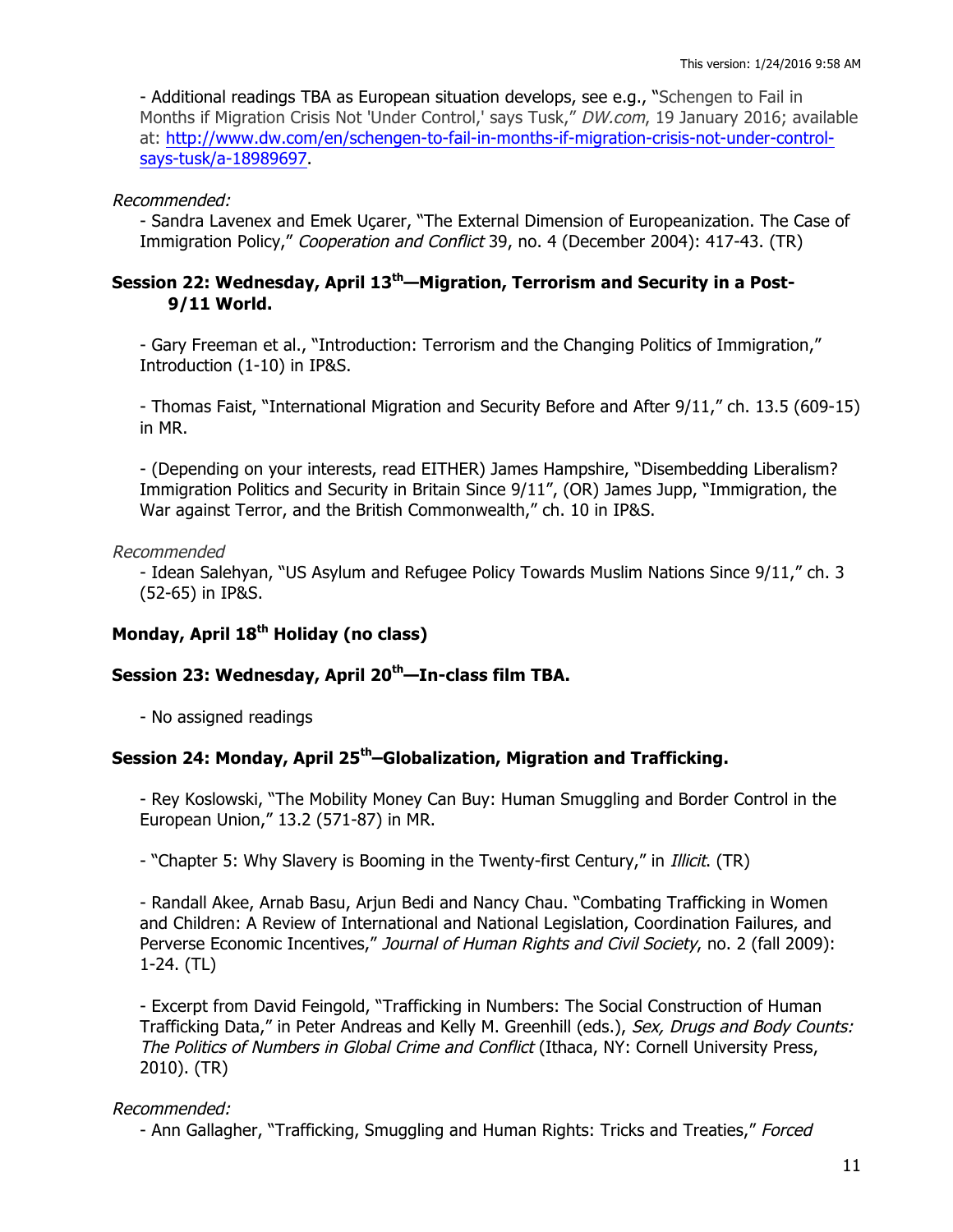- Additional readings TBA as European situation develops, see e.g., "Schengen to Fail in Months if Migration Crisis Not 'Under Control,' says Tusk," *DW.com*, 19 January 2016; available at: [http://www.dw.com/en/schengen-to-fail-in-months-if-migration-crisis-not-under-control-says-tusk/a-18989697](http://www.dw.com/en/schengen-to-fail-in-months-if-migration-crisis-not-under-control-says-tusk/a-18989697).

*Recommended:*

- Sandra Lavenex and Emek Uçarer, "The External Dimension of Europeanization. The Case of Immigration Policy," *Cooperation and Conflict* 39, no. 4 (December 2004): 417-43. (TR)

### Session 22: Wednesday, April 13th—Migration, Terrorism and Security in a Post-9/11 World.

- Gary Freeman et al., "Introduction: Terrorism and the Changing Politics of Immigration," Introduction (1-10) in IP&S.

- Thomas Faist, "International Migration and Security Before and After 9/11," ch. 13.5 (609-15) in MR.

- (Depending on your interests, read EITHER) James Hampshire, "Disembedding Liberalism? Immigration Politics and Security in Britain Since 9/11", (OR) James Jupp, "Immigration, the War against Terror, and the British Commonwealth," ch. 10 in IP&S.

*Recommended*

- Idean Salehyan, "US Asylum and Refugee Policy Towards Muslim Nations Since 9/11," ch. 3 (52-65) in IP&S.

### Monday, April 18th Holiday (no class)

### Session 23: Wednesday, April 20th—In-class film TBA.

- No assigned readings

### Session 24: Monday, April 25th–Globalization, Migration and Trafficking.

- Rey Koslowski, "The Mobility Money Can Buy: Human Smuggling and Border Control in the European Union," 13.2 (571-87) in MR.

- "Chapter 5: Why Slavery is Booming in the Twenty-first Century," in *Illicit*. (TR)

- Randall Akee, Arnab Basu, Arjun Bedi and Nancy Chau. "Combating Trafficking in Women and Children: A Review of International and National Legislation, Coordination Failures, and Perverse Economic Incentives," *Journal of Human Rights and Civil Society*, no. 2 (fall 2009): 1-24. (TL)

- Excerpt from David Feingold, "Trafficking in Numbers: The Social Construction of Human Trafficking Data," in Peter Andreas and Kelly M. Greenhill (eds.), *Sex, Drugs and Body Counts: The Politics of Numbers in Global Crime and Conflict* (Ithaca, NY: Cornell University Press, 2010). (TR)

*Recommended:*

- Ann Gallagher, "Trafficking, Smuggling and Human Rights: Tricks and Treaties," *Forced*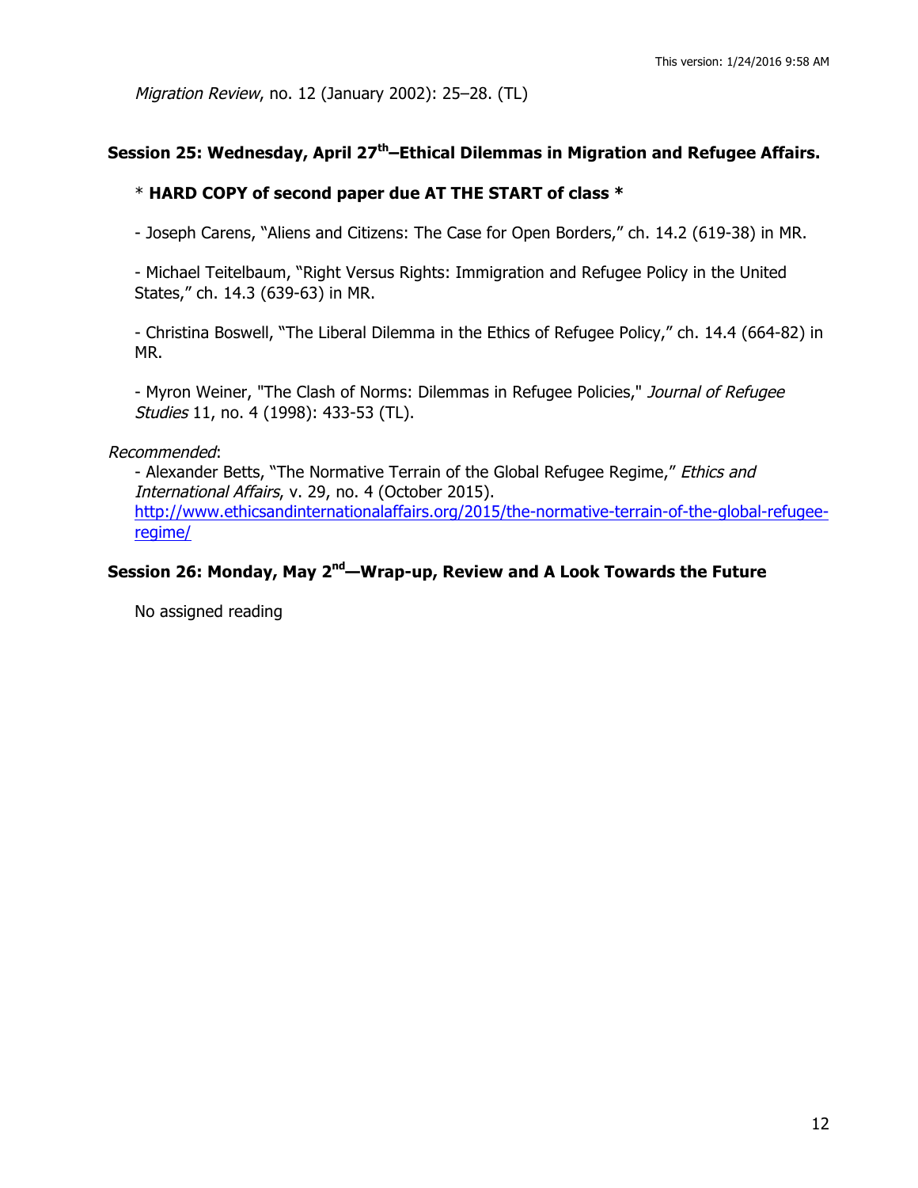*Migration Review*, no. 12 (January 2002): 25–28. (TL)

### Session 25: Wednesday, April 27th–Ethical Dilemmas in Migration and Refugee Affairs.

\* **HARD COPY of second paper due AT THE START of class** \*

- Joseph Carens, "Aliens and Citizens: The Case for Open Borders," ch. 14.2 (619-38) in MR.

- Michael Teitelbaum, "Right Versus Rights: Immigration and Refugee Policy in the United States," ch. 14.3 (639-63) in MR.

- Christina Boswell, "The Liberal Dilemma in the Ethics of Refugee Policy," ch. 14.4 (664-82) in MR.

- Myron Weiner, "The Clash of Norms: Dilemmas in Refugee Policies," *Journal of Refugee Studies* 11, no. 4 (1998): 433-53 (TL).

*Recommended*:

- Alexander Betts, "The Normative Terrain of the Global Refugee Regime," *Ethics and International Affairs*, v. 29, no. 4 (October 2015). http://www.ethicsandinternationalaffairs.org/2015/the-normative-terrain-of-the-global-refugee-regime/

### Session 26: Monday, May 2nd—Wrap-up, Review and A Look Towards the Future

No assigned reading